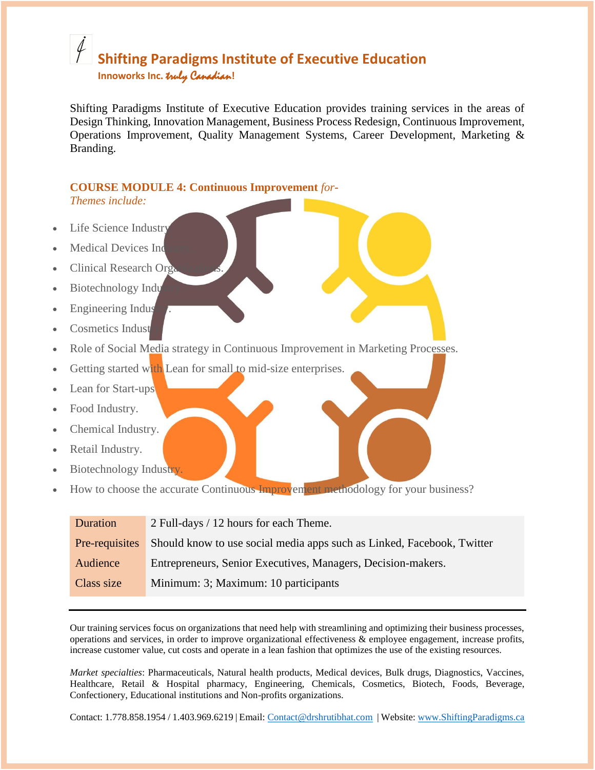# Shifting Paradigms Institute of Executive Education

Innoworks Inc. *truly Canadian*!

Shifting Paradigms Institute of Executive Education provides training services in the areas of Design Thinking, Innovation Management, Business Process Redesign, Continuous Improvement, Operations Improvement, Quality Management Systems, Career Development, Marketing & Branding.

## COURSE MODULE 4: Continuous Improvement *for-*

*Themes include:*

- Life Science Industry.
- Medical Devices Industry.
- Clinical Research Organizations.
- Biotechnology Industry.
- Engineering Industry.
- Cosmetics Industry.
- Role of Social Media strategy in Continuous Improvement in Marketing Processes.
- Getting started with Lean for small to mid-size enterprises.
- Lean for Start-ups.
- Food Industry.
- Chemical Industry.
- Retail Industry.
- Biotechnology Industry.
- How to choose the accurate Continuous Improvement methodology for your business?

| | |
|---|---|
| Duration | 2 Full-days / 12 hours for each Theme. |
| Pre-requisites | Should know to use social media apps such as Linked, Facebook, Twitter |
| Audience | Entrepreneurs, Senior Executives, Managers, Decision-makers. |
| Class size | Minimum: 3; Maximum: 10 participants |

---

Our training services focus on organizations that need help with streamlining and optimizing their business processes, operations and services, in order to improve organizational effectiveness & employee engagement, increase profits, increase customer value, cut costs and operate in a lean fashion that optimizes the use of the existing resources.

*Market specialties*: Pharmaceuticals, Natural health products, Medical devices, Bulk drugs, Diagnostics, Vaccines, Healthcare, Retail & Hospital pharmacy, Engineering, Chemicals, Cosmetics, Biotech, Foods, Beverage, Confectionery, Educational institutions and Non-profits organizations.

Contact: 1.778.858.1954 / 1.403.969.6219 | Email: Contact@drshrutibhat.com | Website: www.ShiftingParadigms.ca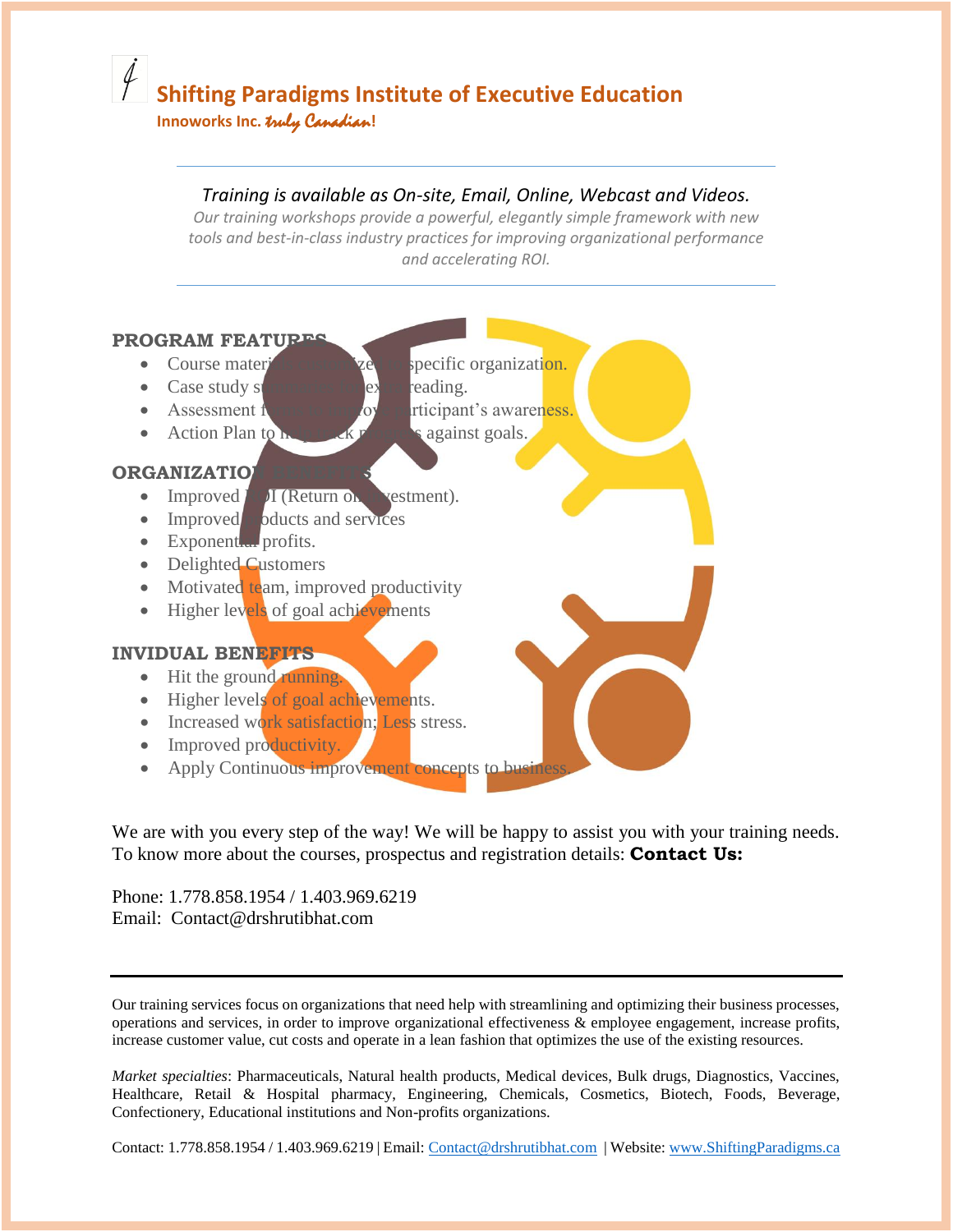# Shifting Paradigms Institute of Executive Education

**Innoworks Inc.** *truly Canadian!*

*Training is available as On-site, Email, Online, Webcast and Videos.*

*Our training workshops provide a powerful, elegantly simple framework with new tools and best-in-class industry practices for improving organizational performance and accelerating ROI.*

## PROGRAM FEATURES

- Course material customized to specific organization.
- Case study sessions and extra reading.
- Assessment form to improve participant's awareness.
- Action Plan to help track progress against goals.

## ORGANIZATION BENEFITS

- Improved ROI (Return on Investment).
- Improved products and services
- Exponential profits.
- Delighted Customers
- Motivated team, improved productivity
- Higher levels of goal achievements

## INVIDUAL BENEFITS

- Hit the ground running.
- Higher levels of goal achievements.
- Increased work satisfaction; Less stress.
- Improved productivity.
- Apply Continuous improvement concepts to business.

We are with you every step of the way! We will be happy to assist you with your training needs. To know more about the courses, prospectus and registration details: **Contact Us:**

Phone: 1.778.858.1954 / 1.403.969.6219
Email: Contact@drshrutibhat.com

---

Our training services focus on organizations that need help with streamlining and optimizing their business processes, operations and services, in order to improve organizational effectiveness & employee engagement, increase profits, increase customer value, cut costs and operate in a lean fashion that optimizes the use of the existing resources.

*Market specialties*: Pharmaceuticals, Natural health products, Medical devices, Bulk drugs, Diagnostics, Vaccines, Healthcare, Retail & Hospital pharmacy, Engineering, Chemicals, Cosmetics, Biotech, Foods, Beverage, Confectionery, Educational institutions and Non-profits organizations.

Contact: 1.778.858.1954 / 1.403.969.6219 | Email: Contact@drshrutibhat.com | Website: www.ShiftingParadigms.ca